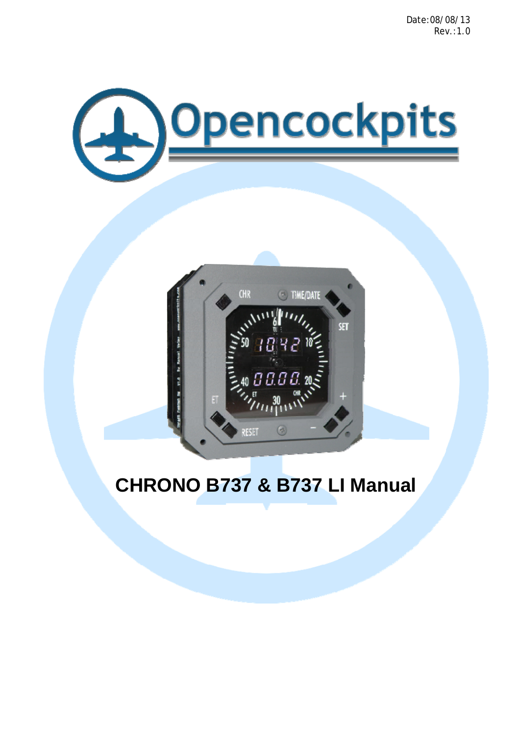Date:08/08/13
Rev.:1.0

Opencockpits

# CHRONO B737 & B737 LI Manual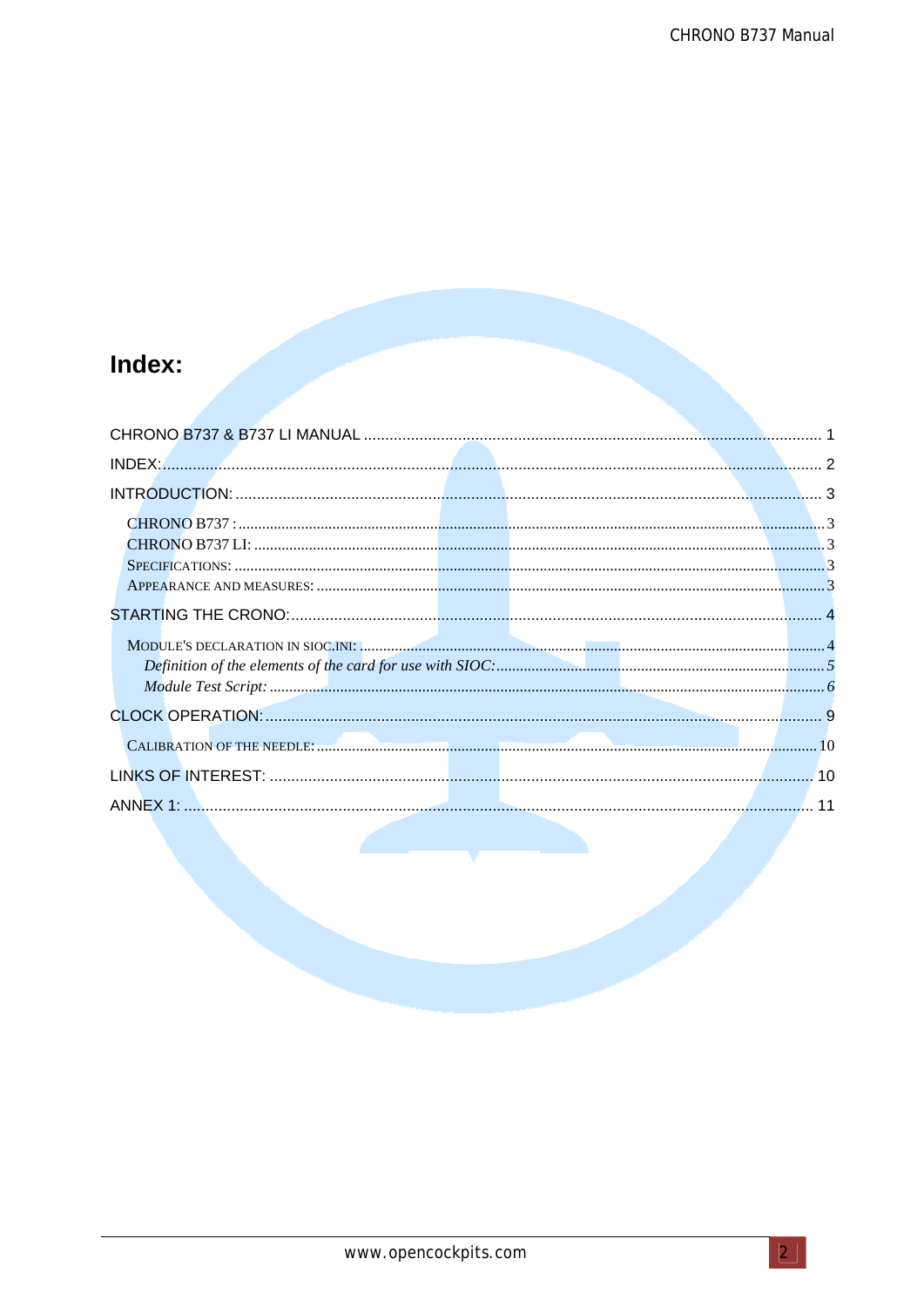# Index:

- CHRONO B737 & B737 LI MANUAL ........ 1
- INDEX: ........ 2
- INTRODUCTION: ........ 3
  - CHRONO B737 : ........ 3
  - CHRONO B737 LI: ........ 3
  - SPECIFICATIONS: ........ 3
  - APPEARANCE AND MEASURES: ........ 3
- STARTING THE CRONO: ........ 4
  - MODULE'S DECLARATION IN SIOC.INI: ........ 4
    - *Definition of the elements of the card for use with SIOC:* ........ *5*
    - *Module Test Script:* ........ *6*
- CLOCK OPERATION: ........ 9
  - CALIBRATION OF THE NEEDLE: ........ 10
- LINKS OF INTEREST: ........ 10
- ANNEX 1: ........ 11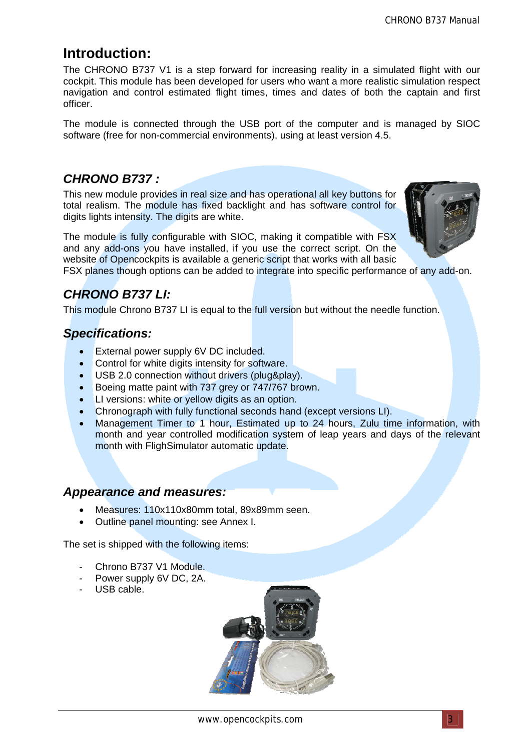## Introduction:

The CHRONO B737 V1 is a step forward for increasing reality in a simulated flight with our cockpit. This module has been developed for users who want a more realistic simulation respect navigation and control estimated flight times, times and dates of both the captain and first officer.

The module is connected through the USB port of the computer and is managed by SIOC software (free for non-commercial environments), using at least version 4.5.

### *CHRONO B737 :*

This new module provides in real size and has operational all key buttons for total realism. The module has fixed backlight and has software control for digits lights intensity. The digits are white.

The module is fully configurable with SIOC, making it compatible with FSX and any add-ons you have installed, if you use the correct script. On the website of Opencockpits is available a generic script that works with all basic FSX planes though options can be added to integrate into specific performance of any add-on.

### *CHRONO B737 LI:*

This module Chrono B737 LI is equal to the full version but without the needle function.

### *Specifications:*

- External power supply 6V DC included.
- Control for white digits intensity for software.
- USB 2.0 connection without drivers (plug&play).
- Boeing matte paint with 737 grey or 747/767 brown.
- LI versions: white or yellow digits as an option.
- Chronograph with fully functional seconds hand (except versions LI).
- Management Timer to 1 hour, Estimated up to 24 hours, Zulu time information, with month and year controlled modification system of leap years and days of the relevant month with FlighSimulator automatic update.

### *Appearance and measures:*

- Measures: 110x110x80mm total, 89x89mm seen.
- Outline panel mounting: see Annex I.

The set is shipped with the following items:

- Chrono B737 V1 Module.
- Power supply 6V DC, 2A.
- USB cable.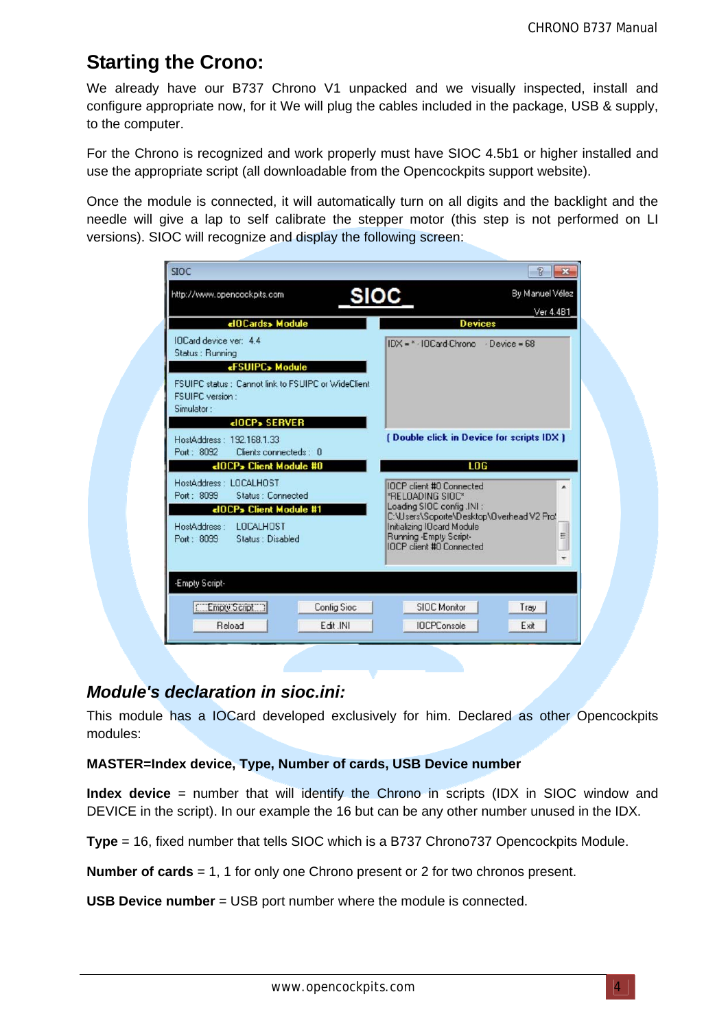## Starting the Crono:

We already have our B737 Chrono V1 unpacked and we visually inspected, install and configure appropriate now, for it We will plug the cables included in the package, USB & supply, to the computer.

For the Chrono is recognized and work properly must have SIOC 4.5b1 or higher installed and use the appropriate script (all downloadable from the Opencockpits support website).

Once the module is connected, it will automatically turn on all digits and the backlight and the needle will give a lap to self calibrate the stepper motor (this step is not performed on LI versions). SIOC will recognize and display the following screen:

### *Module's declaration in sioc.ini:*

This module has a IOCard developed exclusively for him. Declared as other Opencockpits modules:

**MASTER=Index device, Type, Number of cards, USB Device number**

**Index device** = number that will identify the Chrono in scripts (IDX in SIOC window and DEVICE in the script). In our example the 16 but can be any other number unused in the IDX.

**Type** = 16, fixed number that tells SIOC which is a B737 Chrono737 Opencockpits Module.

**Number of cards** = 1, 1 for only one Chrono present or 2 for two chronos present.

**USB Device number** = USB port number where the module is connected.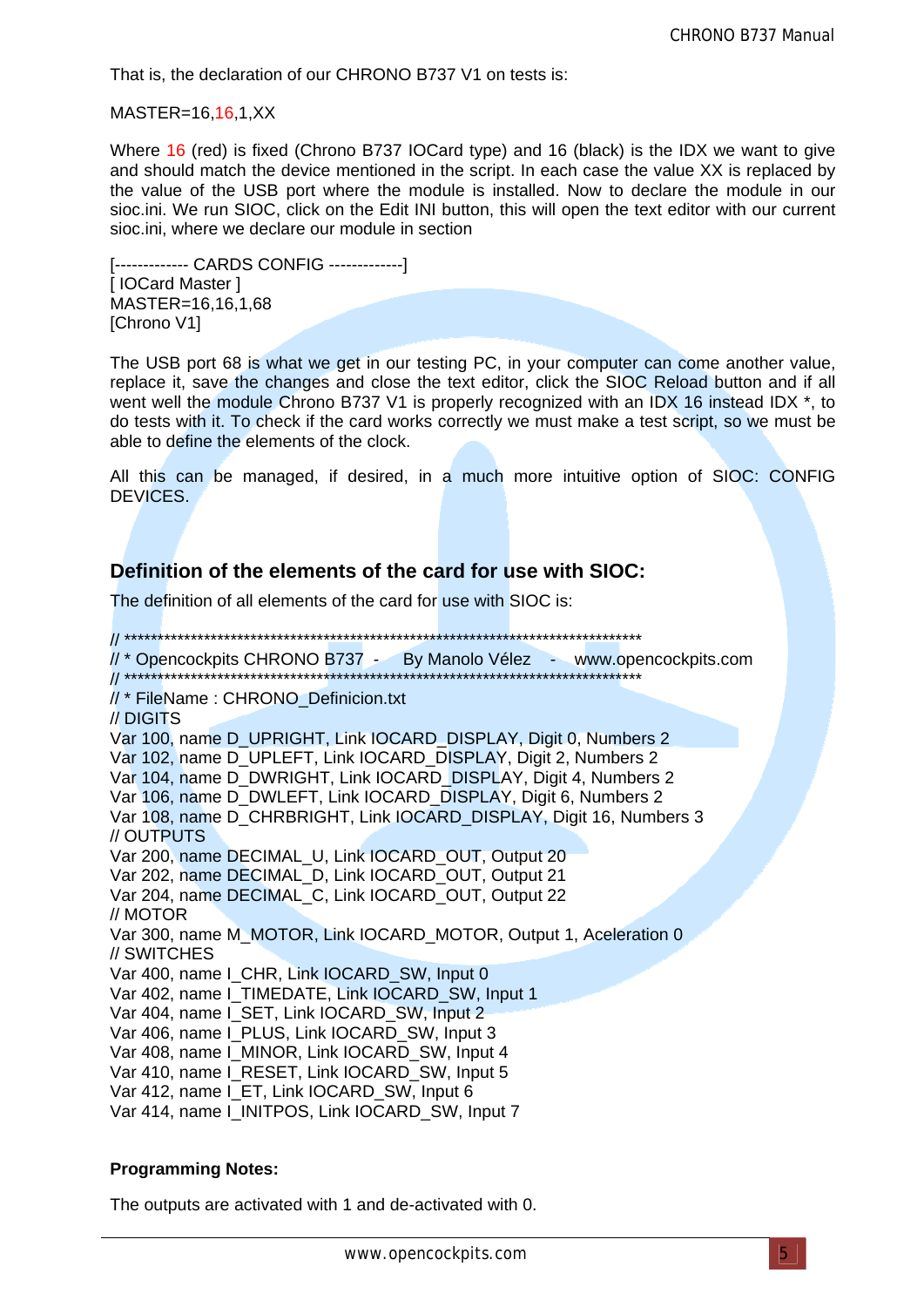That is, the declaration of our CHRONO B737 V1 on tests is:

MASTER=16,16,1,XX

Where 16 (red) is fixed (Chrono B737 IOCard type) and 16 (black) is the IDX we want to give and should match the device mentioned in the script. In each case the value XX is replaced by the value of the USB port where the module is installed. Now to declare the module in our sioc.ini. We run SIOC, click on the Edit INI button, this will open the text editor with our current sioc.ini, where we declare our module in section

```
[------------- CARDS CONFIG -------------]
[ IOCard Master ]
MASTER=16,16,1,68
[Chrono V1]
```

The USB port 68 is what we get in our testing PC, in your computer can come another value, replace it, save the changes and close the text editor, click the SIOC Reload button and if all went well the module Chrono B737 V1 is properly recognized with an IDX 16 instead IDX *, to do tests with it. To check if the card works correctly we must make a test script, so we must be able to define the elements of the clock.

All this can be managed, if desired, in a much more intuitive option of SIOC: CONFIG DEVICES.

## Definition of the elements of the card for use with SIOC:

The definition of all elements of the card for use with SIOC is:

```
// ********************************************************************************
// * Opencockpits CHRONO B737  -    By Manolo Vélez   -   www.opencockpits.com
// ********************************************************************************
// * FileName : CHRONO_Definicion.txt
// DIGITS
Var 100, name D_UPRIGHT, Link IOCARD_DISPLAY, Digit 0, Numbers 2
Var 102, name D_UPLEFT, Link IOCARD_DISPLAY, Digit 2, Numbers 2
Var 104, name D_DWRIGHT, Link IOCARD_DISPLAY, Digit 4, Numbers 2
Var 106, name D_DWLEFT, Link IOCARD_DISPLAY, Digit 6, Numbers 2
Var 108, name D_CHRBRIGHT, Link IOCARD_DISPLAY, Digit 16, Numbers 3
// OUTPUTS
Var 200, name DECIMAL_U, Link IOCARD_OUT, Output 20
Var 202, name DECIMAL_D, Link IOCARD_OUT, Output 21
Var 204, name DECIMAL_C, Link IOCARD_OUT, Output 22
// MOTOR
Var 300, name M_MOTOR, Link IOCARD_MOTOR, Output 1, Aceleration 0
// SWITCHES
Var 400, name I_CHR, Link IOCARD_SW, Input 0
Var 402, name I_TIMEDATE, Link IOCARD_SW, Input 1
Var 404, name I_SET, Link IOCARD_SW, Input 2
Var 406, name I_PLUS, Link IOCARD_SW, Input 3
Var 408, name I_MINOR, Link IOCARD_SW, Input 4
Var 410, name I_RESET, Link IOCARD_SW, Input 5
Var 412, name I_ET, Link IOCARD_SW, Input 6
Var 414, name I_INITPOS, Link IOCARD_SW, Input 7
```

**Programming Notes:**

The outputs are activated with 1 and de-activated with 0.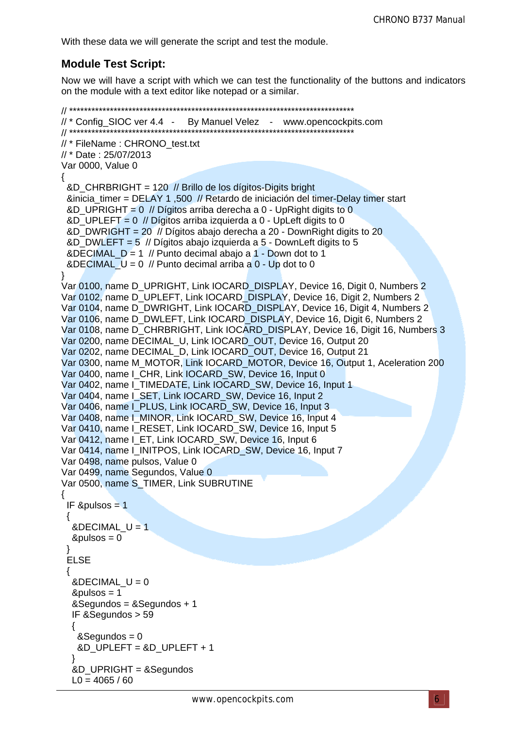With these data we will generate the script and test the module.

## Module Test Script:

Now we will have a script with which we can test the functionality of the buttons and indicators on the module with a text editor like notepad or a similar.

```
// ******************************************************************************
// * Config_SIOC ver 4.4   -    By Manuel Velez   -   www.opencockpits.com
// ******************************************************************************
// * FileName : CHRONO_test.txt
// * Date : 25/07/2013
Var 0000, Value 0
{
  &D_CHRBRIGHT = 120  // Brillo de los dígitos-Digits bright
  &inicia_timer = DELAY 1 ,500  // Retardo de iniciación del timer-Delay timer start
  &D_UPRIGHT = 0  // Dígitos arriba derecha a 0 - UpRight digits to 0
  &D_UPLEFT = 0  // Dígitos arriba izquierda a 0 - UpLeft digits to 0
  &D_DWRIGHT = 20  // Dígitos abajo derecha a 20 - DownRight digits to 20
  &D_DWLEFT = 5  // Dígitos abajo izquierda a 5 - DownLeft digits to 5
  &DECIMAL_D = 1  // Punto decimal abajo a 1 - Down dot to 1
  &DECIMAL_U = 0  // Punto decimal arriba a 0 - Up dot to 0
}
Var 0100, name D_UPRIGHT, Link IOCARD_DISPLAY, Device 16, Digit 0, Numbers 2
Var 0102, name D_UPLEFT, Link IOCARD_DISPLAY, Device 16, Digit 2, Numbers 2
Var 0104, name D_DWRIGHT, Link IOCARD_DISPLAY, Device 16, Digit 4, Numbers 2
Var 0106, name D_DWLEFT, Link IOCARD_DISPLAY, Device 16, Digit 6, Numbers 2
Var 0108, name D_CHRBRIGHT, Link IOCARD_DISPLAY, Device 16, Digit 16, Numbers 3
Var 0200, name DECIMAL_U, Link IOCARD_OUT, Device 16, Output 20
Var 0202, name DECIMAL_D, Link IOCARD_OUT, Device 16, Output 21
Var 0300, name M_MOTOR, Link IOCARD_MOTOR, Device 16, Output 1, Aceleration 200
Var 0400, name I_CHR, Link IOCARD_SW, Device 16, Input 0
Var 0402, name I_TIMEDATE, Link IOCARD_SW, Device 16, Input 1
Var 0404, name I_SET, Link IOCARD_SW, Device 16, Input 2
Var 0406, name I_PLUS, Link IOCARD_SW, Device 16, Input 3
Var 0408, name I_MINOR, Link IOCARD_SW, Device 16, Input 4
Var 0410, name I_RESET, Link IOCARD_SW, Device 16, Input 5
Var 0412, name I_ET, Link IOCARD_SW, Device 16, Input 6
Var 0414, name I_INITPOS, Link IOCARD_SW, Device 16, Input 7
Var 0498, name pulsos, Value 0
Var 0499, name Segundos, Value 0
Var 0500, name S_TIMER, Link SUBRUTINE
{
  IF &pulsos = 1
  {
    &DECIMAL_U = 1
    &pulsos = 0
  }
  ELSE
  {
    &DECIMAL_U = 0
    &pulsos = 1
    &Segundos = &Segundos + 1
    IF &Segundos > 59
    {
      &Segundos = 0
      &D_UPLEFT = &D_UPLEFT + 1
    }
    &D_UPRIGHT = &Segundos
    L0 = 4065 / 60
```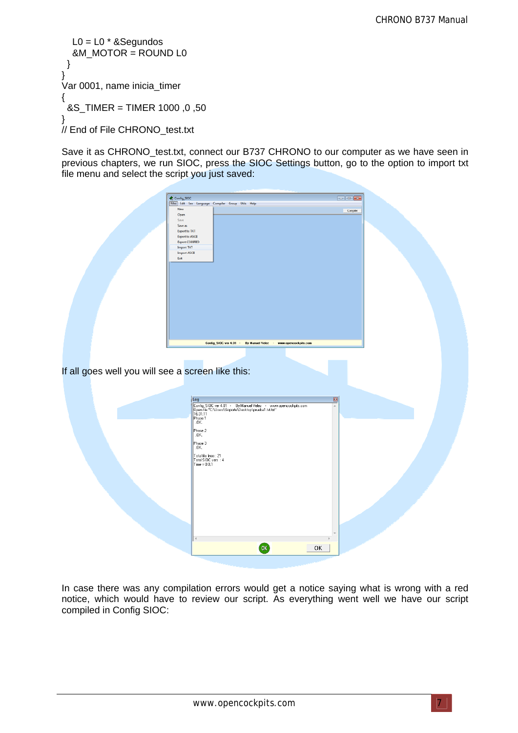```
    L0 = L0 * &Segundos
    &M_MOTOR = ROUND L0
  }
}
Var 0001, name inicia_timer
{
  &S_TIMER = TIMER 1000 ,0 ,50
}
// End of File CHRONO_test.txt
```

Save it as CHRONO_test.txt, connect our B737 CHRONO to our computer as we have seen in previous chapters, we run SIOC, press the SIOC Settings button, go to the option to import txt file menu and select the script you just saved:

If all goes well you will see a screen like this:

In case there was any compilation errors would get a notice saying what is wrong with a red notice, which would have to review our script. As everything went well we have our script compiled in Config SIOC: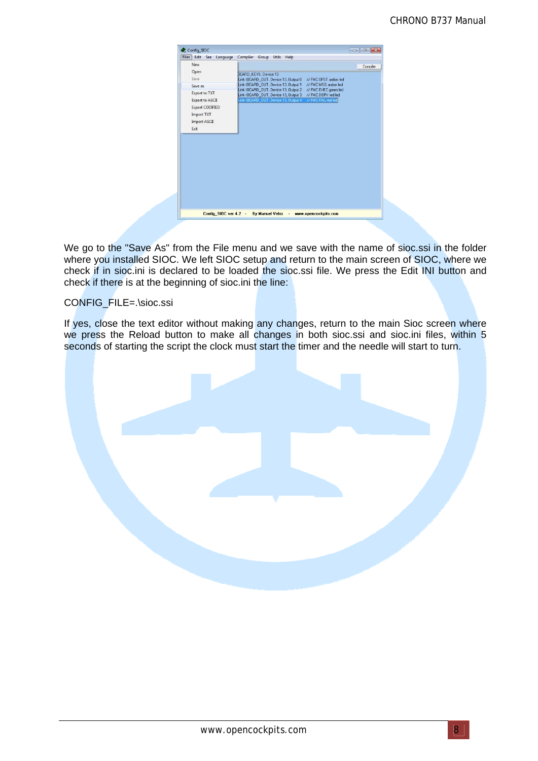We go to the "Save As" from the File menu and we save with the name of sioc.ssi in the folder where you installed SIOC. We left SIOC setup and return to the main screen of SIOC, where we check if in sioc.ini is declared to be loaded the sioc.ssi file. We press the Edit INI button and check if there is at the beginning of sioc.ini the line:

CONFIG_FILE=.\sioc.ssi

If yes, close the text editor without making any changes, return to the main Sioc screen where we press the Reload button to make all changes in both sioc.ssi and sioc.ini files, within 5 seconds of starting the script the clock must start the timer and the needle will start to turn.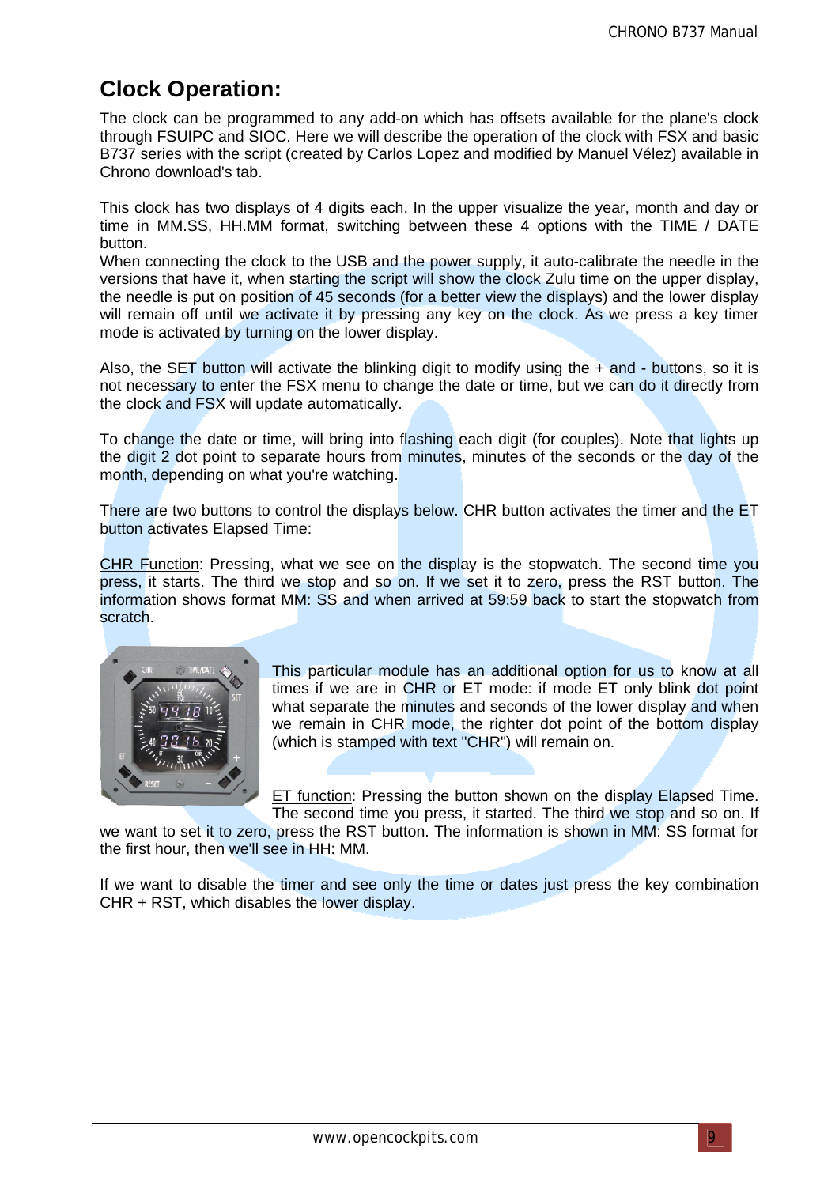# Clock Operation:

The clock can be programmed to any add-on which has offsets available for the plane's clock through FSUIPC and SIOC. Here we will describe the operation of the clock with FSX and basic B737 series with the script (created by Carlos Lopez and modified by Manuel Vélez) available in Chrono download's tab.

This clock has two displays of 4 digits each. In the upper visualize the year, month and day or time in MM.SS, HH.MM format, switching between these 4 options with the TIME / DATE button.
When connecting the clock to the USB and the power supply, it auto-calibrate the needle in the versions that have it, when starting the script will show the clock Zulu time on the upper display, the needle is put on position of 45 seconds (for a better view the displays) and the lower display will remain off until we activate it by pressing any key on the clock. As we press a key timer mode is activated by turning on the lower display.

Also, the SET button will activate the blinking digit to modify using the + and - buttons, so it is not necessary to enter the FSX menu to change the date or time, but we can do it directly from the clock and FSX will update automatically.

To change the date or time, will bring into flashing each digit (for couples). Note that lights up the digit 2 dot point to separate hours from minutes, minutes of the seconds or the day of the month, depending on what you're watching.

There are two buttons to control the displays below. CHR button activates the timer and the ET button activates Elapsed Time:

CHR Function: Pressing, what we see on the display is the stopwatch. The second time you press, it starts. The third we stop and so on. If we set it to zero, press the RST button. The information shows format MM: SS and when arrived at 59:59 back to start the stopwatch from scratch.

This particular module has an additional option for us to know at all times if we are in CHR or ET mode: if mode ET only blink dot point what separate the minutes and seconds of the lower display and when we remain in CHR mode, the righter dot point of the bottom display (which is stamped with text "CHR") will remain on.

ET function: Pressing the button shown on the display Elapsed Time. The second time you press, it started. The third we stop and so on. If we want to set it to zero, press the RST button. The information is shown in MM: SS format for the first hour, then we'll see in HH: MM.

If we want to disable the timer and see only the time or dates just press the key combination CHR + RST, which disables the lower display.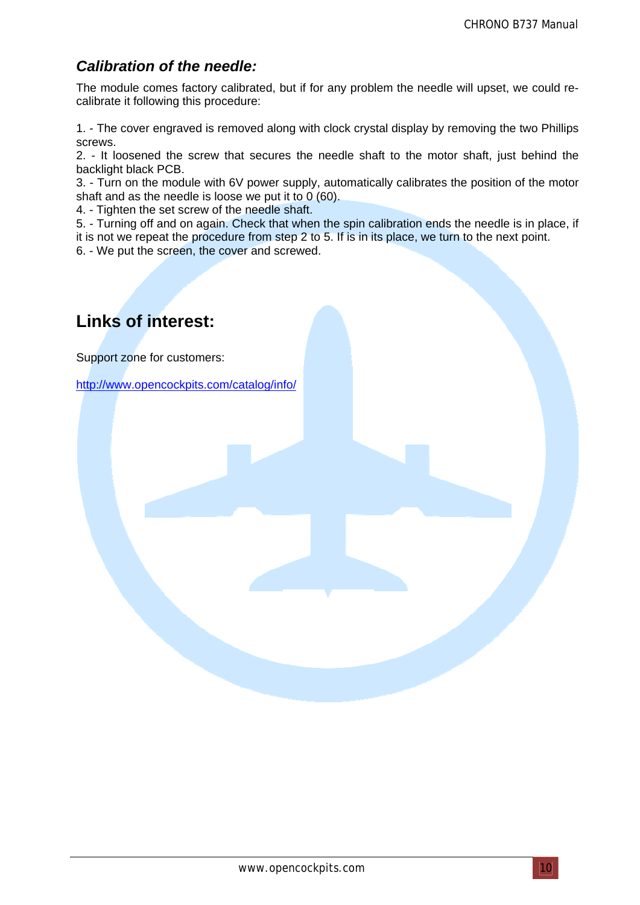### *Calibration of the needle:*

The module comes factory calibrated, but if for any problem the needle will upset, we could re-calibrate it following this procedure:

1. - The cover engraved is removed along with clock crystal display by removing the two Phillips screws.
2. - It loosened the screw that secures the needle shaft to the motor shaft, just behind the backlight black PCB.
3. - Turn on the module with 6V power supply, automatically calibrates the position of the motor shaft and as the needle is loose we put it to 0 (60).
4. - Tighten the set screw of the needle shaft.
5. - Turning off and on again. Check that when the spin calibration ends the needle is in place, if it is not we repeat the procedure from step 2 to 5. If is in its place, we turn to the next point.
6. - We put the screen, the cover and screwed.

## Links of interest:

Support zone for customers:

[http://www.opencockpits.com/catalog/info/](http://www.opencockpits.com/catalog/info/)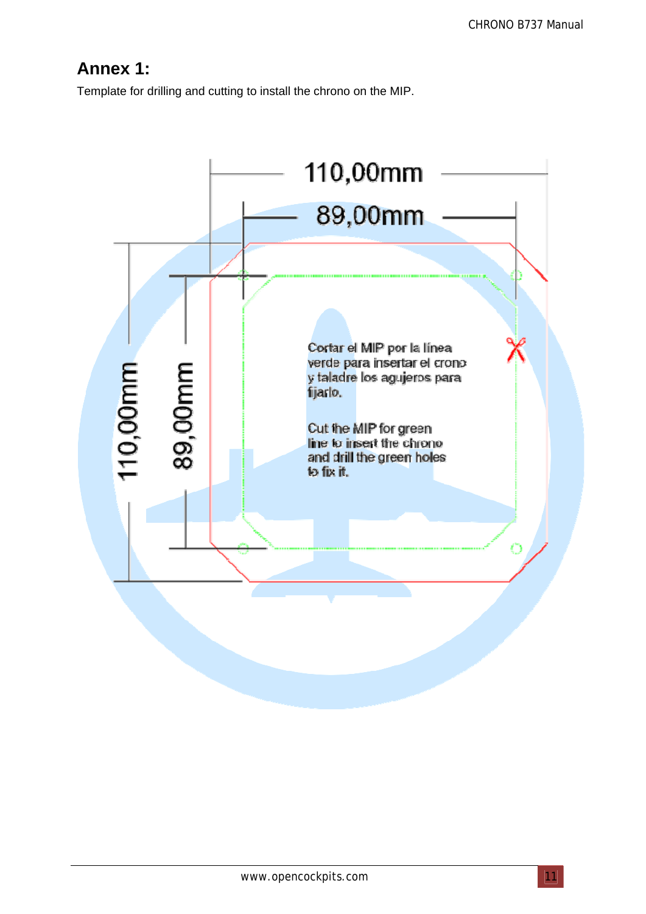## Annex 1:

Template for drilling and cutting to install the chrono on the MIP.

110,00mm

89,00mm

110,00mm

89,00mm

Cortar el MIP por la línea verde para insertar el crono y taladre los agujeros para fijarlo.

Cut the MIP for green line to insert the chrono and drill the green holes to fix it.